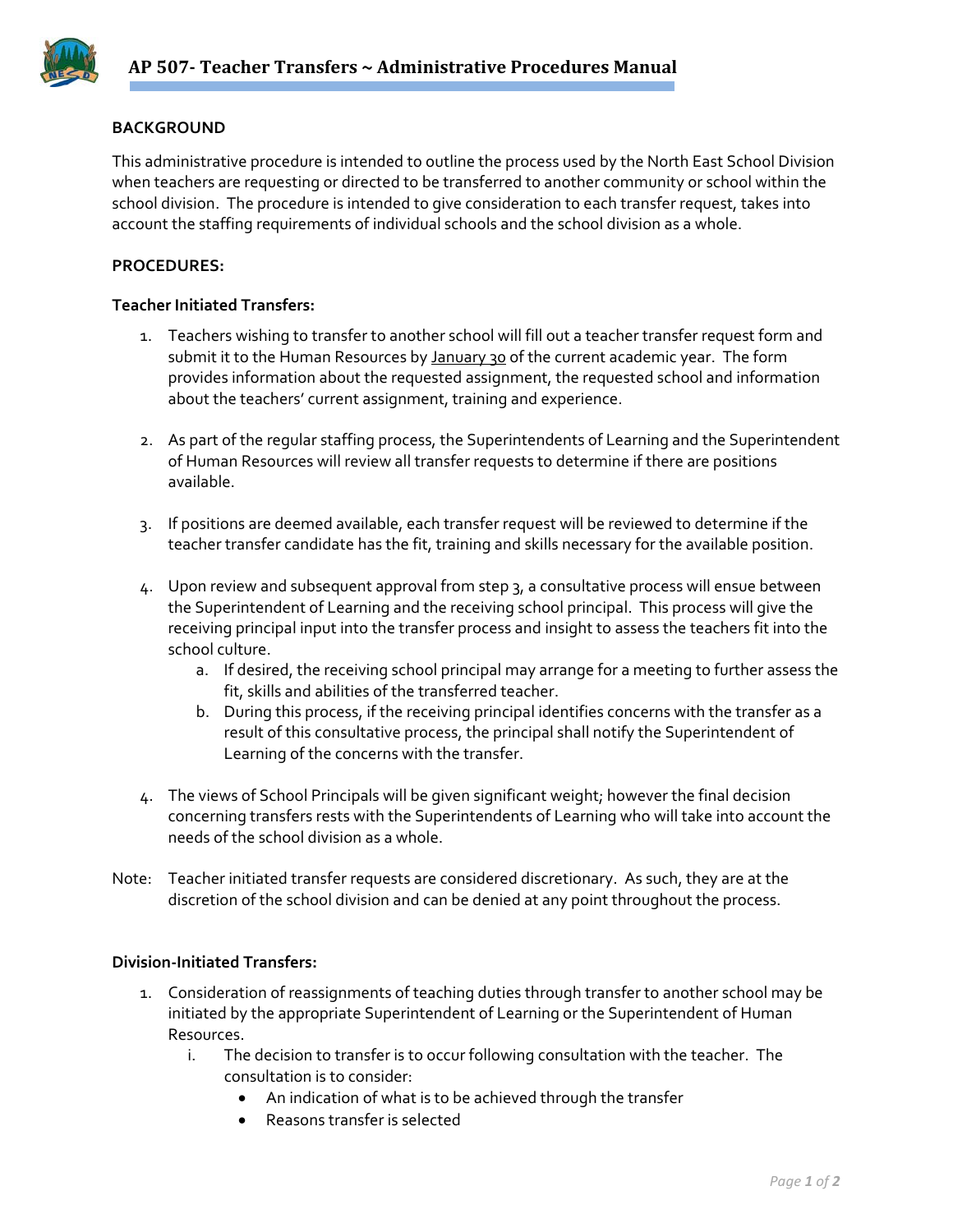# AP 507- Teacher Transfers ~ Administrative Procedures Manual

**BACKGROUND**

This administrative procedure is intended to outline the process used by the North East School Division when teachers are requesting or directed to be transferred to another community or school within the school division. The procedure is intended to give consideration to each transfer request, takes into account the staffing requirements of individual schools and the school division as a whole.

**PROCEDURES:**

**Teacher Initiated Transfers:**

1. Teachers wishing to transfer to another school will fill out a teacher transfer request form and submit it to the Human Resources by January 30 of the current academic year. The form provides information about the requested assignment, the requested school and information about the teachers' current assignment, training and experience.

2. As part of the regular staffing process, the Superintendents of Learning and the Superintendent of Human Resources will review all transfer requests to determine if there are positions available.

3. If positions are deemed available, each transfer request will be reviewed to determine if the teacher transfer candidate has the fit, training and skills necessary for the available position.

4. Upon review and subsequent approval from step 3, a consultative process will ensue between the Superintendent of Learning and the receiving school principal. This process will give the receiving principal input into the transfer process and insight to assess the teachers fit into the school culture.
   a. If desired, the receiving school principal may arrange for a meeting to further assess the fit, skills and abilities of the transferred teacher.
   b. During this process, if the receiving principal identifies concerns with the transfer as a result of this consultative process, the principal shall notify the Superintendent of Learning of the concerns with the transfer.

4. The views of School Principals will be given significant weight; however the final decision concerning transfers rests with the Superintendents of Learning who will take into account the needs of the school division as a whole.

Note: Teacher initiated transfer requests are considered discretionary. As such, they are at the discretion of the school division and can be denied at any point throughout the process.

**Division-Initiated Transfers:**

1. Consideration of reassignments of teaching duties through transfer to another school may be initiated by the appropriate Superintendent of Learning or the Superintendent of Human Resources.
   i. The decision to transfer is to occur following consultation with the teacher. The consultation is to consider:
      - An indication of what is to be achieved through the transfer
      - Reasons transfer is selected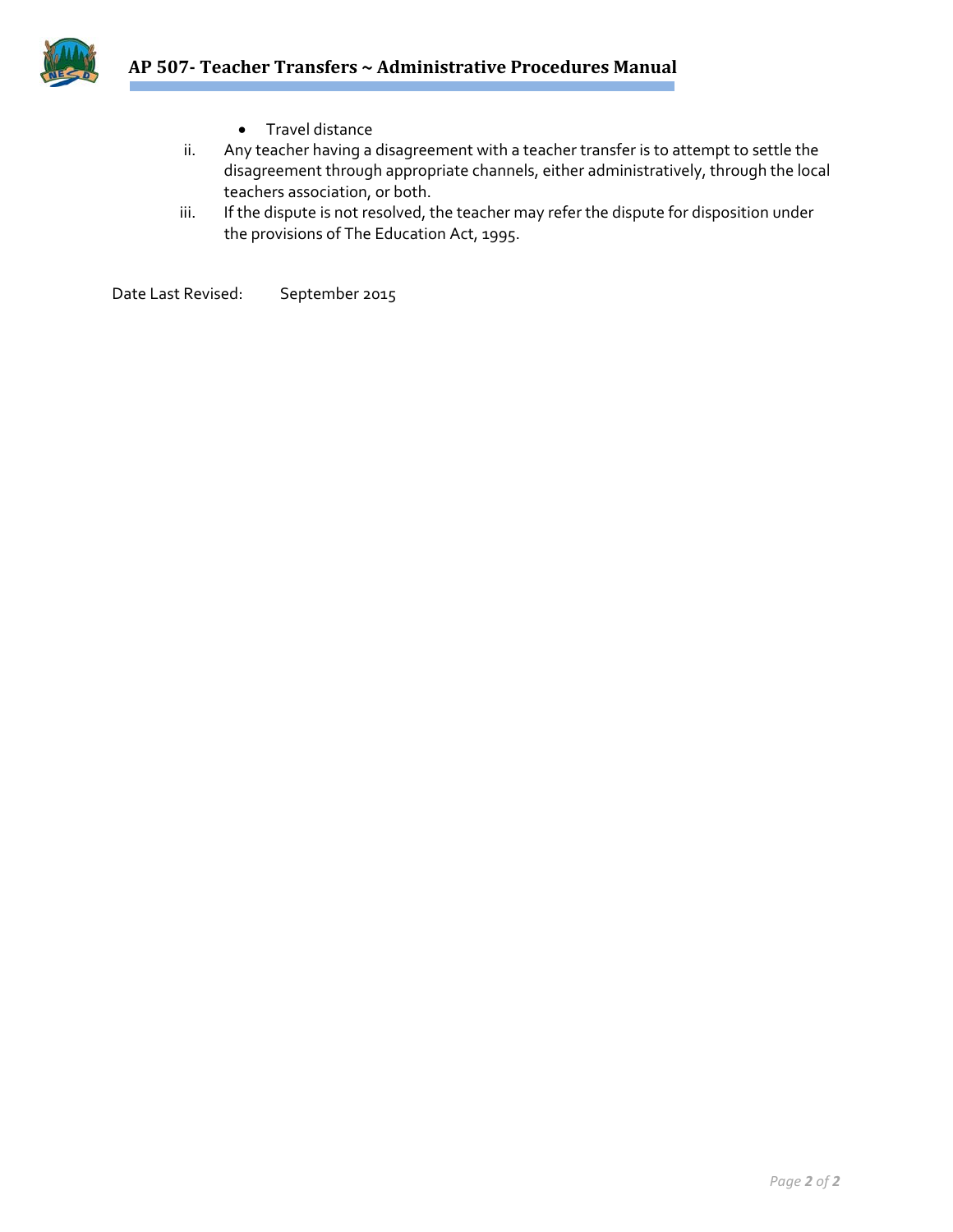- Travel distance

ii. Any teacher having a disagreement with a teacher transfer is to attempt to settle the disagreement through appropriate channels, either administratively, through the local teachers association, or both.

iii. If the dispute is not resolved, the teacher may refer the dispute for disposition under the provisions of The Education Act, 1995.

Date Last Revised: September 2015